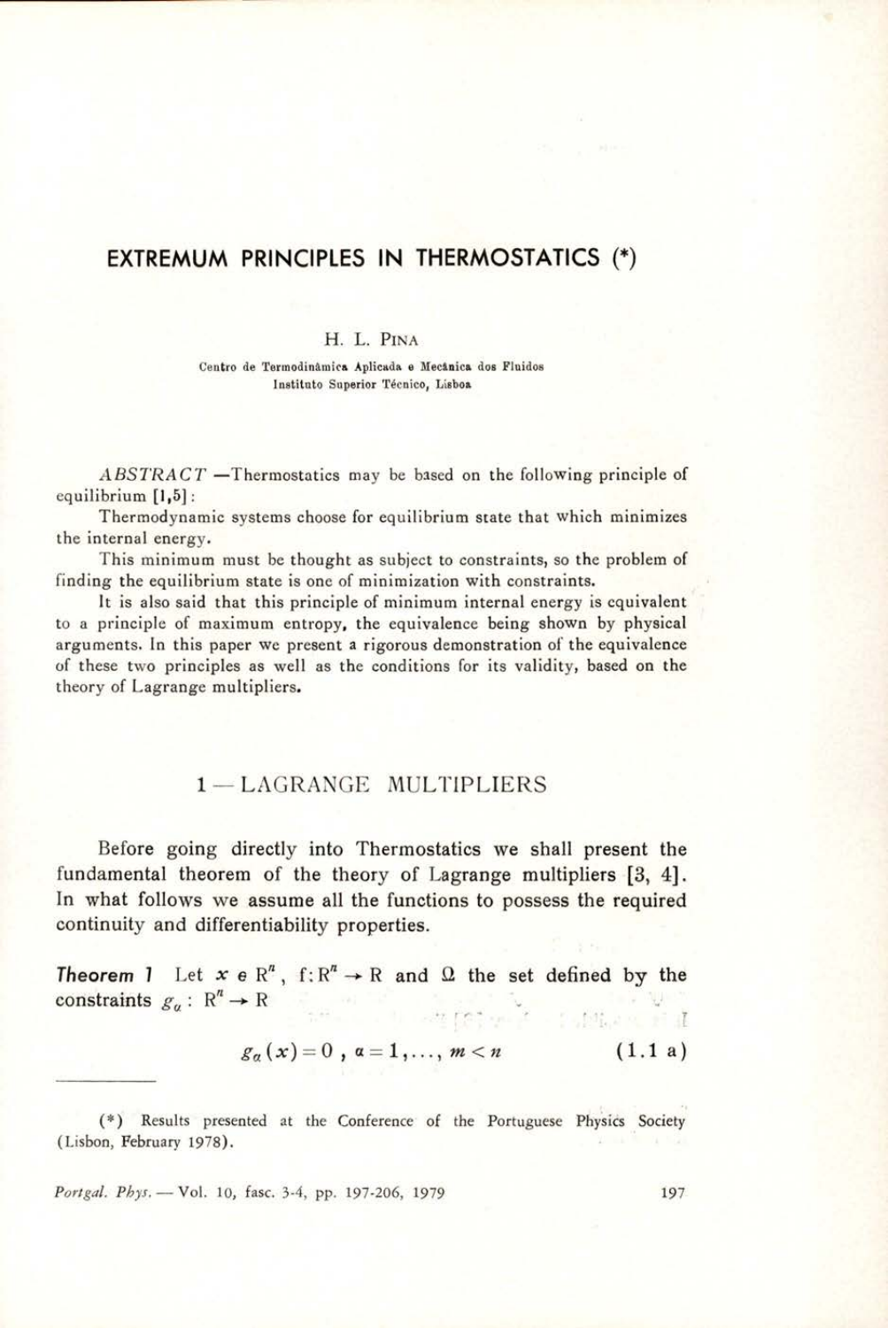# EXTREMUM PRINCIPLES IN THERMOSTATICS (*)

H. L. PINA

Centro de Termodinâmica Aplicada e Mecânica dos Fluidos
Instituto Superior Técnico, Lisboa

*ABSTRACT* —Thermostatics may be based on the following principle of equilibrium [1,5]:

Thermodynamic systems choose for equilibrium state that which minimizes the internal energy.

This minimum must be thought as subject to constraints, so the problem of finding the equilibrium state is one of minimization with constraints.

It is also said that this principle of minimum internal energy is equivalent to a principle of maximum entropy, the equivalence being shown by physical arguments. In this paper we present a rigorous demonstration of the equivalence of these two principles as well as the conditions for its validity, based on the theory of Lagrange multipliers.

## 1 — LAGRANGE MULTIPLIERS

Before going directly into Thermostatics we shall present the fundamental theorem of the theory of Lagrange multipliers [3, 4]. In what follows we assume all the functions to possess the required continuity and differentiability properties.

***Theorem 1*** Let $x \in R^n$, $f: R^n \to R$ and $\Omega$ the set defined by the constraints $g_\alpha : R^n \to R$

$$g_\alpha(x) = 0 \ , \ \alpha = 1, \ldots, m < n \qquad (1.1 \text{ a})$$

(*) Results presented at the Conference of the Portuguese Physics Society (Lisbon, February 1978).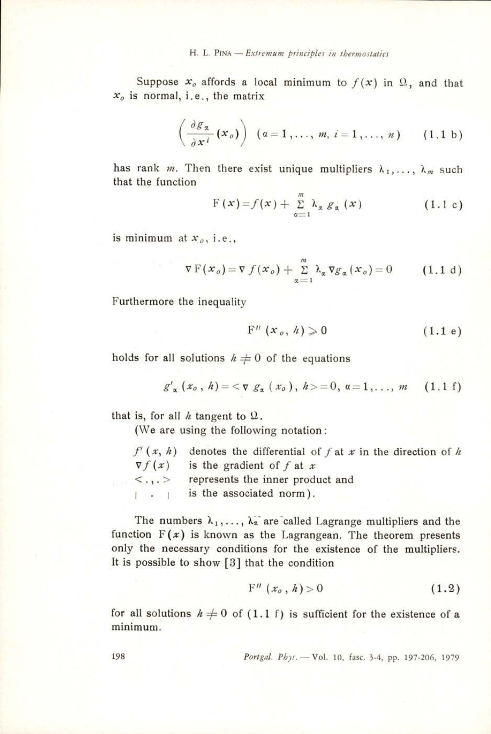Suppose $x_o$ affords a local minimum to $f(x)$ in $\Omega$, and that $x_o$ is normal, i.e., the matrix

$$\left( \frac{\partial g_\alpha}{\partial x^i}(x_o) \right) \quad (\alpha = 1, \ldots, m, \; i = 1, \ldots, n) \qquad (1.1\text{ b})$$

has rank $m$. Then there exist unique multipliers $\lambda_1, \ldots, \lambda_m$ such that the function

$$F(x) = f(x) + \sum_{\alpha=1}^{m} \lambda_\alpha g_\alpha(x) \qquad (1.1\text{ c})$$

is minimum at $x_o$, i.e.,

$$\nabla F(x_o) = \nabla f(x_o) + \sum_{\alpha=1}^{m} \lambda_\alpha \nabla g_\alpha(x_o) = 0 \qquad (1.1\text{ d})$$

Furthermore the inequality

$$F''(x_o, h) \geqslant 0 \qquad (1.1\text{ e})$$

holds for all solutions $h \neq 0$ of the equations

$$g'_\alpha(x_o, h) = \langle \nabla g_\alpha(x_o), h \rangle = 0, \; \alpha = 1, \ldots, m \qquad (1.1\text{ f})$$

that is, for all $h$ tangent to $\Omega$.

(We are using the following notation:

- $f'(x, h)$ denotes the differential of $f$ at $x$ in the direction of $h$
- $\nabla f(x)$ is the gradient of $f$ at $x$
- $\langle .,. \rangle$ represents the inner product and
- $| \cdot |$ is the associated norm).

The numbers $\lambda_1, \ldots, \lambda_\alpha$ are called Lagrange multipliers and the function $F(x)$ is known as the Lagrangean. The theorem presents only the necessary conditions for the existence of the multipliers. It is possible to show [3] that the condition

$$F''(x_o, h) > 0 \qquad (1.2)$$

for all solutions $h \neq 0$ of (1.1 f) is sufficient for the existence of a minimum.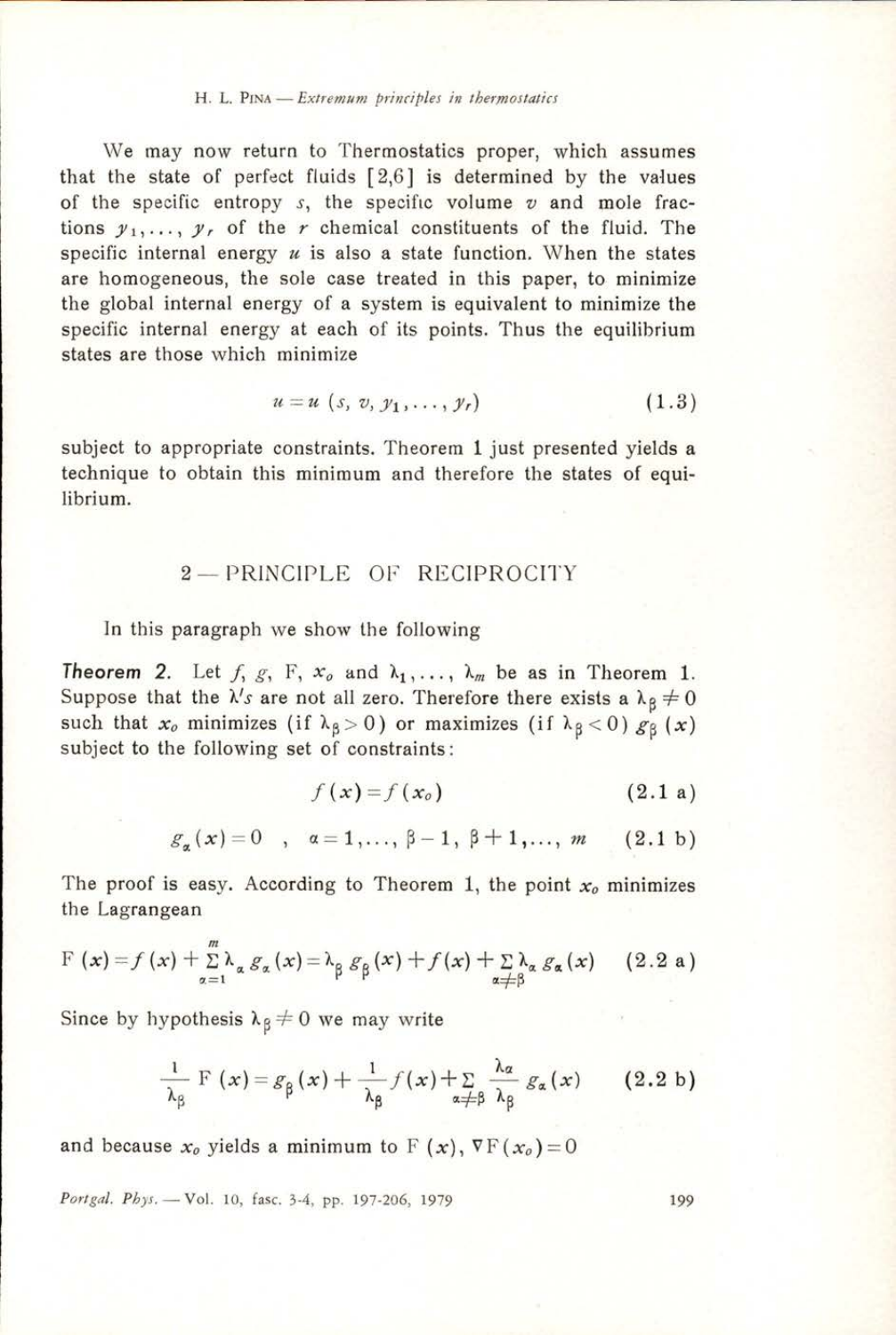We may now return to Thermostatics proper, which assumes that the state of perfect fluids [2,6] is determined by the values of the specific entropy $s$, the specific volume $v$ and mole fractions $y_1, \ldots, y_r$ of the $r$ chemical constituents of the fluid. The specific internal energy $u$ is also a state function. When the states are homogeneous, the sole case treated in this paper, to minimize the global internal energy of a system is equivalent to minimize the specific internal energy at each of its points. Thus the equilibrium states are those which minimize

$$u = u\,(s, v, y_1, \ldots, y_r) \tag{1.3}$$

subject to appropriate constraints. Theorem 1 just presented yields a technique to obtain this minimum and therefore the states of equilibrium.

## 2 — PRINCIPLE OF RECIPROCITY

In this paragraph we show the following

***Theorem 2.*** Let $f$, $g$, $F$, $x_o$ and $\lambda_1, \ldots, \lambda_m$ be as in Theorem 1. Suppose that the $\lambda$'s are not all zero. Therefore there exists a $\lambda_\beta \neq 0$ such that $x_o$ minimizes (if $\lambda_\beta > 0$) or maximizes (if $\lambda_\beta < 0$) $g_\beta(x)$ subject to the following set of constraints:

$$f(x) = f(x_o) \tag{2.1 a}$$

$$g_\alpha(x) = 0 \quad , \quad \alpha = 1, \ldots, \beta - 1, \beta + 1, \ldots, m \tag{2.1 b}$$

The proof is easy. According to Theorem 1, the point $x_o$ minimizes the Lagrangean

$$F\,(x) = f(x) + \sum_{\alpha=1}^{m} \lambda_\alpha\, g_\alpha(x) = \lambda_\beta\, g_\beta(x) + f(x) + \sum_{\alpha \neq \beta} \lambda_\alpha\, g_\alpha(x) \tag{2.2 a}$$

Since by hypothesis $\lambda_\beta \neq 0$ we may write

$$\frac{1}{\lambda_\beta}\, F\,(x) = g_\beta(x) + \frac{1}{\lambda_\beta} f(x) + \sum_{\alpha \neq \beta} \frac{\lambda_\alpha}{\lambda_\beta}\, g_\alpha(x) \tag{2.2 b}$$

and because $x_o$ yields a minimum to $F\,(x)$, $\nabla F(x_o) = 0$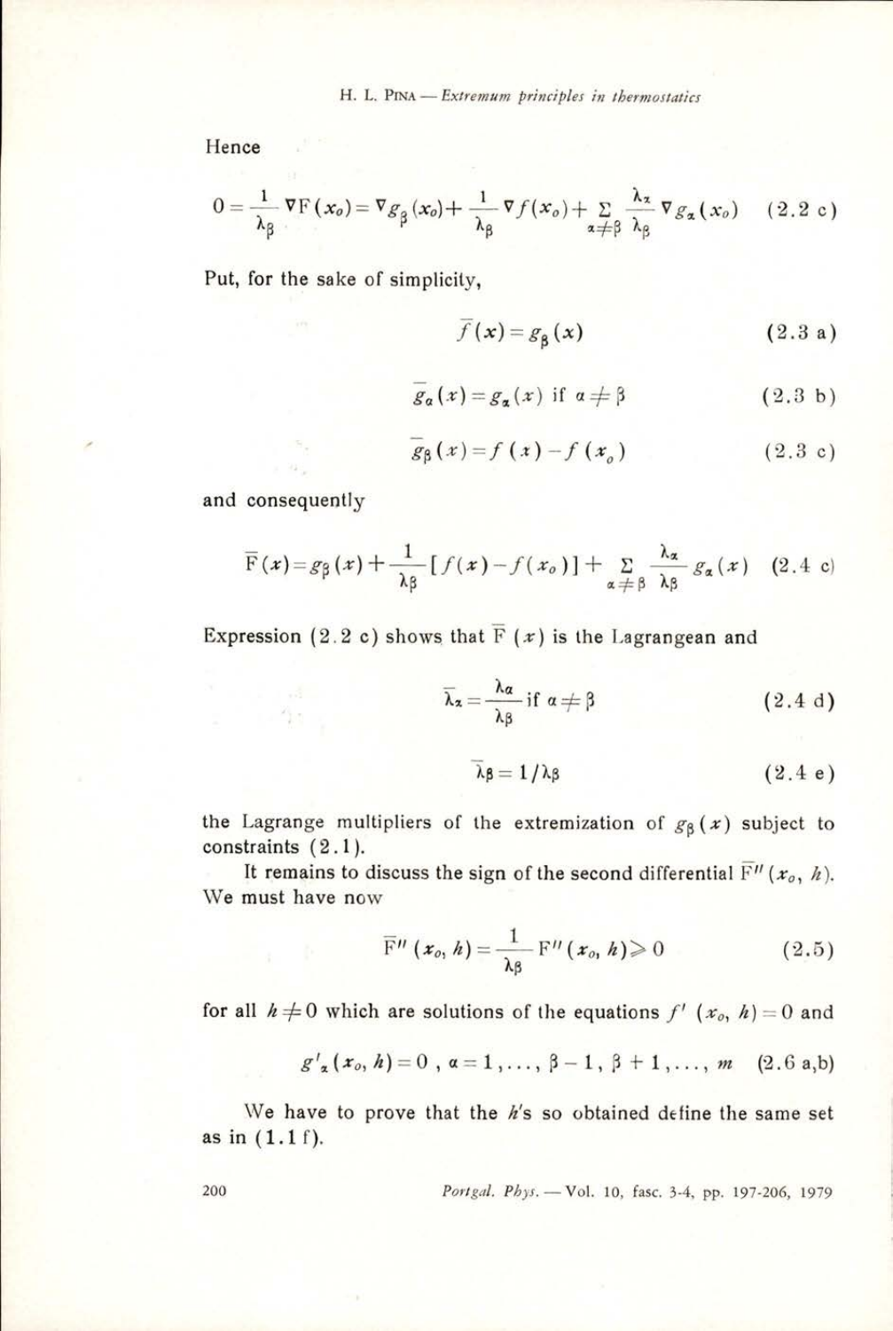Hence

$$0 = \frac{1}{\lambda_\beta} \nabla \mathrm{F}(x_o) = \nabla g_\beta (x_o) + \frac{1}{\lambda_\beta} \nabla f(x_o) + \sum_{\alpha \neq \beta} \frac{\lambda_\alpha}{\lambda_\beta} \nabla g_\alpha (x_o) \qquad (2.2\ \mathrm{c})$$

Put, for the sake of simplicity,

$$\bar{f}(x) = g_\beta (x) \qquad (2.3\ \mathrm{a})$$

$$\bar{g}_\alpha (x) = g_\alpha (x) \text{ if } \alpha \neq \beta \qquad (2.3\ \mathrm{b})$$

$$\bar{g}_\beta (x) = f(x) - f(x_o) \qquad (2.3\ \mathrm{c})$$

and consequently

$$\bar{\mathrm{F}}(x) = g_\beta (x) + \frac{1}{\lambda_\beta} [f(x) - f(x_o)] + \sum_{\alpha \neq \beta} \frac{\lambda_\alpha}{\lambda_\beta} g_\alpha (x) \qquad (2.4\ \mathrm{c})$$

Expression (2.2 c) shows that $\bar{\mathrm{F}}(x)$ is the Lagrangean and

$$\bar{\lambda}_\alpha = \frac{\lambda_\alpha}{\lambda_\beta} \text{ if } \alpha \neq \beta \qquad (2.4\ \mathrm{d})$$

$$\bar{\lambda}_\beta = 1 / \lambda_\beta \qquad (2.4\ \mathrm{e})$$

the Lagrange multipliers of the extremization of $g_\beta (x)$ subject to constraints (2.1).

It remains to discuss the sign of the second differential $\bar{\mathrm{F}}''(x_o, h)$. We must have now

$$\bar{\mathrm{F}}''(x_o, h) = \frac{1}{\lambda_\beta} \mathrm{F}''(x_o, h) \geqslant 0 \qquad (2.5)$$

for all $h \neq 0$ which are solutions of the equations $f'(x_o, h) = 0$ and

$$g'_\alpha (x_o, h) = 0 \ , \ \alpha = 1, \ldots, \beta - 1, \beta + 1, \ldots, m \qquad (2.6\ \mathrm{a,b})$$

We have to prove that the $h$'s so obtained define the same set as in (1.1 f).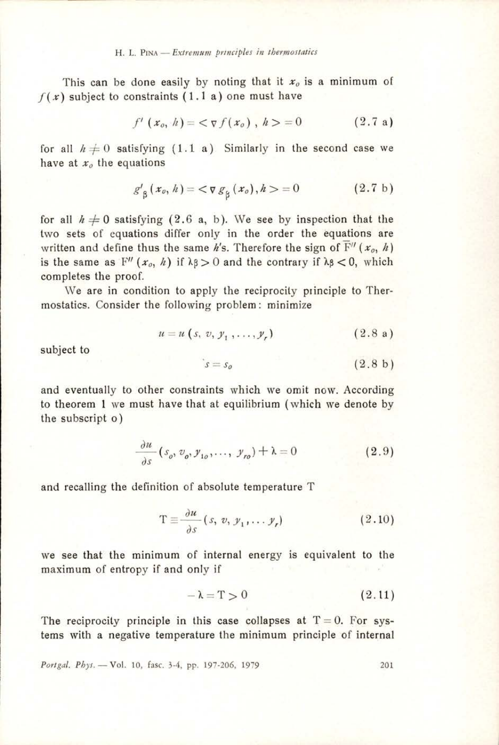This can be done easily by noting that it $x_o$ is a minimum of $f(x)$ subject to constraints (1.1 a) one must have

$$f'(x_o, h) = < \nabla f(x_o) \, , h > = 0 \tag{2.7 a}$$

for all $h \neq 0$ satisfying (1.1 a) Similarly in the second case we have at $x_o$ the equations

$$g'_\beta(x_o, h) = < \nabla g_\beta(x_o), h > = 0 \tag{2.7 b}$$

for all $h \neq 0$ satisfying (2.6 a, b). We see by inspection that the two sets of equations differ only in the order the equations are written and define thus the same $h$'s. Therefore the sign of $\overline{\mathrm{F}}''(x_o, h)$ is the same as $\mathrm{F}''(x_o, h)$ if $\lambda\beta > 0$ and the contrary if $\lambda\beta < 0$, which completes the proof.

We are in condition to apply the reciprocity principle to Thermostatics. Consider the following problem: minimize

$$u = u(s, v, y_1, \ldots, y_r) \tag{2.8 a}$$

subject to

$$s = s_o \tag{2.8 b}$$

and eventually to other constraints which we omit now. According to theorem 1 we must have that at equilibrium (which we denote by the subscript o)

$$\frac{\partial u}{\partial s}(s_o, v_o, y_{1o}, \ldots, y_{ro}) + \lambda = 0 \tag{2.9}$$

and recalling the definition of absolute temperature T

$$\mathrm{T} \equiv \frac{\partial u}{\partial s}(s, v, y_1, \ldots y_r) \tag{2.10}$$

we see that the minimum of internal energy is equivalent to the maximum of entropy if and only if

$$-\lambda = \mathrm{T} > 0 \tag{2.11}$$

The reciprocity principle in this case collapses at $\mathrm{T} = 0$. For systems with a negative temperature the minimum principle of internal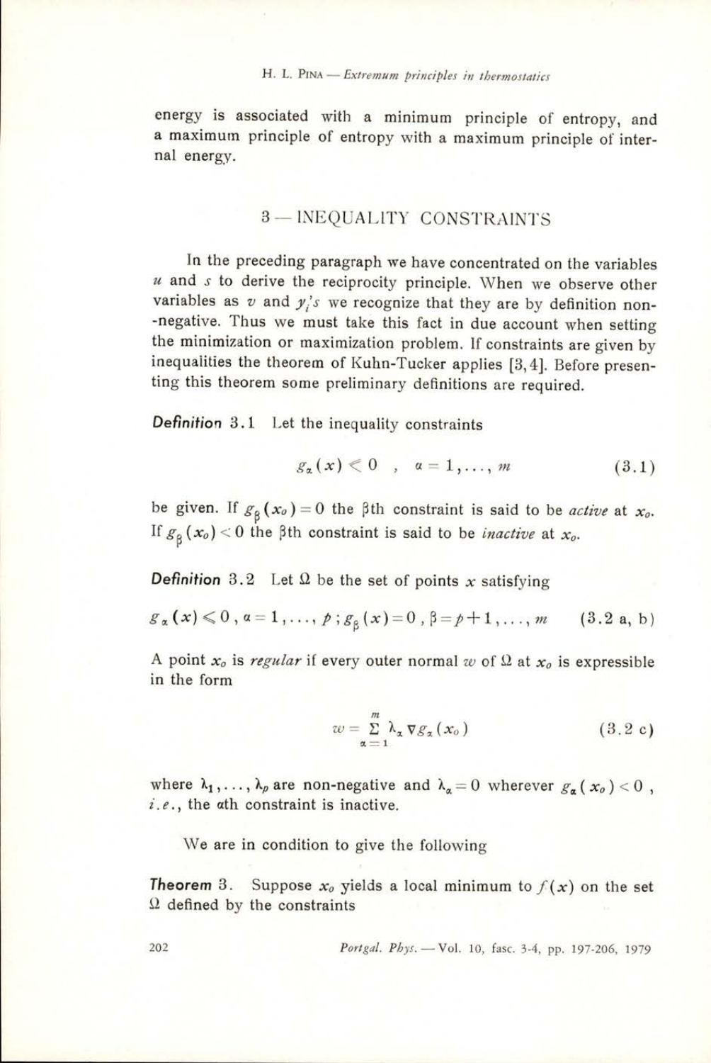energy is associated with a minimum principle of entropy, and a maximum principle of entropy with a maximum principle of internal energy.

## 3 — INEQUALITY CONSTRAINTS

In the preceding paragraph we have concentrated on the variables $u$ and $s$ to derive the reciprocity principle. When we observe other variables as $v$ and $y_i$'s we recognize that they are by definition non-negative. Thus we must take this fact in due account when setting the minimization or maximization problem. If constraints are given by inequalities the theorem of Kuhn-Tucker applies [3, 4]. Before presenting this theorem some preliminary definitions are required.

***Definition* 3.1** Let the inequality constraints

$$g_\alpha(x) < 0 \quad , \quad \alpha = 1, \ldots, m \tag{3.1}$$

be given. If $g_\beta(x_o) = 0$ the $\beta$th constraint is said to be *active* at $x_o$. If $g_\beta(x_o) < 0$ the $\beta$th constraint is said to be *inactive* at $x_o$.

***Definition* 3.2** Let $\Omega$ be the set of points $x$ satisfying

$$g_\alpha(x) \leqslant 0 \, , \, \alpha = 1, \ldots, p \, ; \, g_\beta(x) = 0 \, , \, \beta = p+1, \ldots, m \tag{3.2 a, b}$$

A point $x_o$ is *regular* if every outer normal $w$ of $\Omega$ at $x_o$ is expressible in the form

$$w = \sum_{\alpha=1}^{m} \lambda_\alpha \nabla g_\alpha(x_o) \tag{3.2 c}$$

where $\lambda_1, \ldots, \lambda_p$ are non-negative and $\lambda_\alpha = 0$ wherever $g_\alpha(x_o) < 0$, *i.e.*, the $\alpha$th constraint is inactive.

We are in condition to give the following

***Theorem* 3.** Suppose $x_o$ yields a local minimum to $f(x)$ on the set $\Omega$ defined by the constraints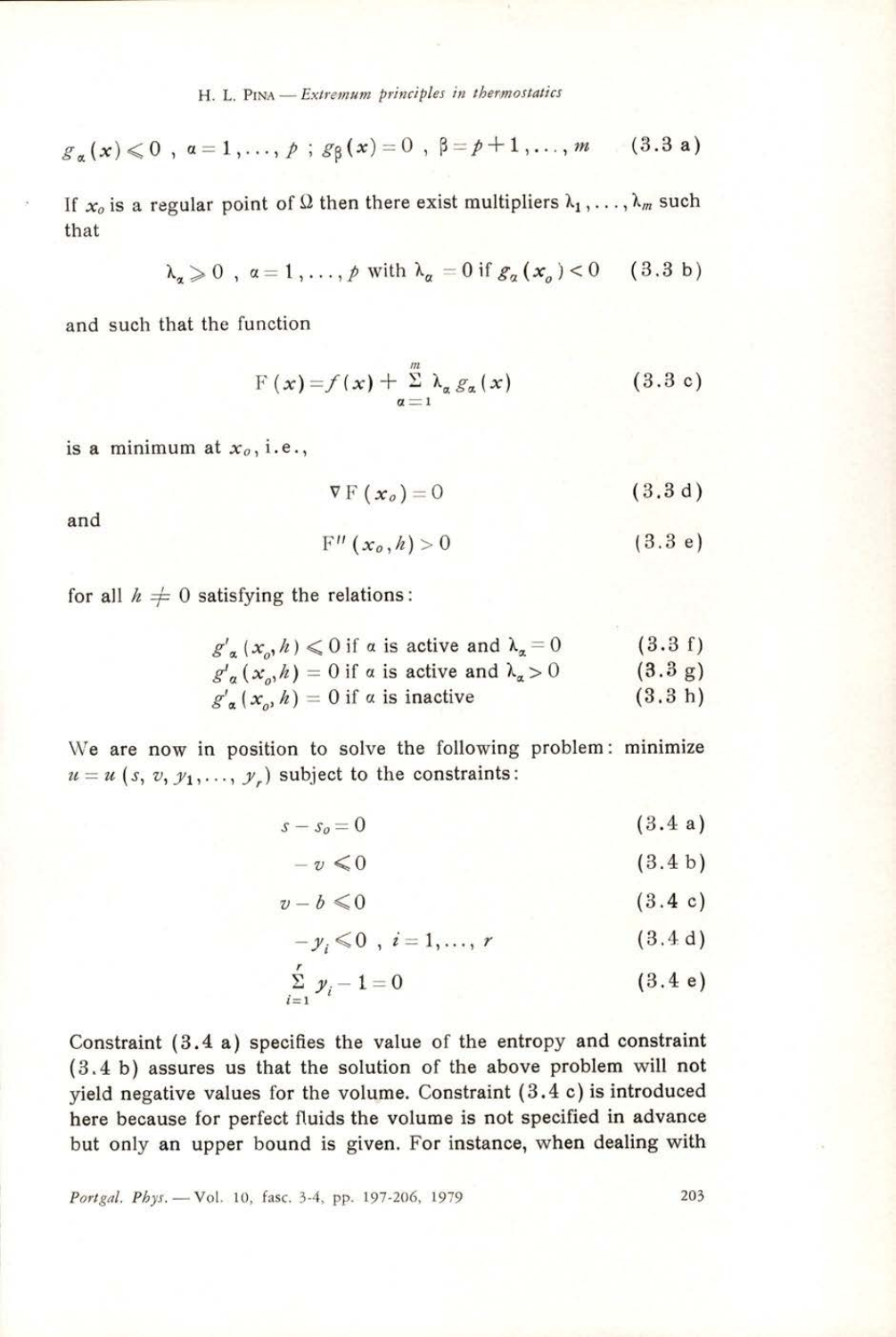$$g_\alpha(x) \leqslant 0 \ , \ \alpha = 1, \ldots, p \ ; \ g_\beta(x) = 0 \ , \ \beta = p+1, \ldots, m \qquad (3.3\ \text{a})$$

If $x_o$ is a regular point of $\Omega$ then there exist multipliers $\lambda_1, \ldots, \lambda_m$ such that

$$\lambda_\alpha \geqslant 0 \ , \ \alpha = 1, \ldots, p \text{ with } \lambda_\alpha = 0 \text{ if } g_\alpha(x_o) < 0 \qquad (3.3\ \text{b})$$

and such that the function

$$\mathrm{F}(x) = f(x) + \sum_{\alpha=1}^{m} \lambda_\alpha g_\alpha(x) \qquad (3.3\ \text{c})$$

is a minimum at $x_o$, i.e.,

$$\nabla \mathrm{F}(x_o) = 0 \qquad (3.3\ \text{d})$$

and

$$\mathrm{F}''(x_o, h) > 0 \qquad (3.3\ \text{e})$$

for all $h \neq 0$ satisfying the relations:

$$g'_\alpha(x_o, h) \leqslant 0 \text{ if } \alpha \text{ is active and } \lambda_\alpha = 0 \qquad (3.3\ \text{f})$$

$$g'_\alpha(x_o, h) = 0 \text{ if } \alpha \text{ is active and } \lambda_\alpha > 0 \qquad (3.3\ \text{g})$$

$$g'_\alpha(x_o, h) = 0 \text{ if } \alpha \text{ is inactive} \qquad (3.3\ \text{h})$$

We are now in position to solve the following problem: minimize $u = u(s, v, y_1, \ldots, y_r)$ subject to the constraints:

$$s - s_o = 0 \qquad (3.4\ \text{a})$$

$$-v \leqslant 0 \qquad (3.4\ \text{b})$$

$$v - b \leqslant 0 \qquad (3.4\ \text{c})$$

$$-y_i \leqslant 0 \ , \ i = 1, \ldots, r \qquad (3.4\ \text{d})$$

$$\sum_{i=1}^{r} y_i - 1 = 0 \qquad (3.4\ \text{e})$$

Constraint (3.4 a) specifies the value of the entropy and constraint (3.4 b) assures us that the solution of the above problem will not yield negative values for the volume. Constraint (3.4 c) is introduced here because for perfect fluids the volume is not specified in advance but only an upper bound is given. For instance, when dealing with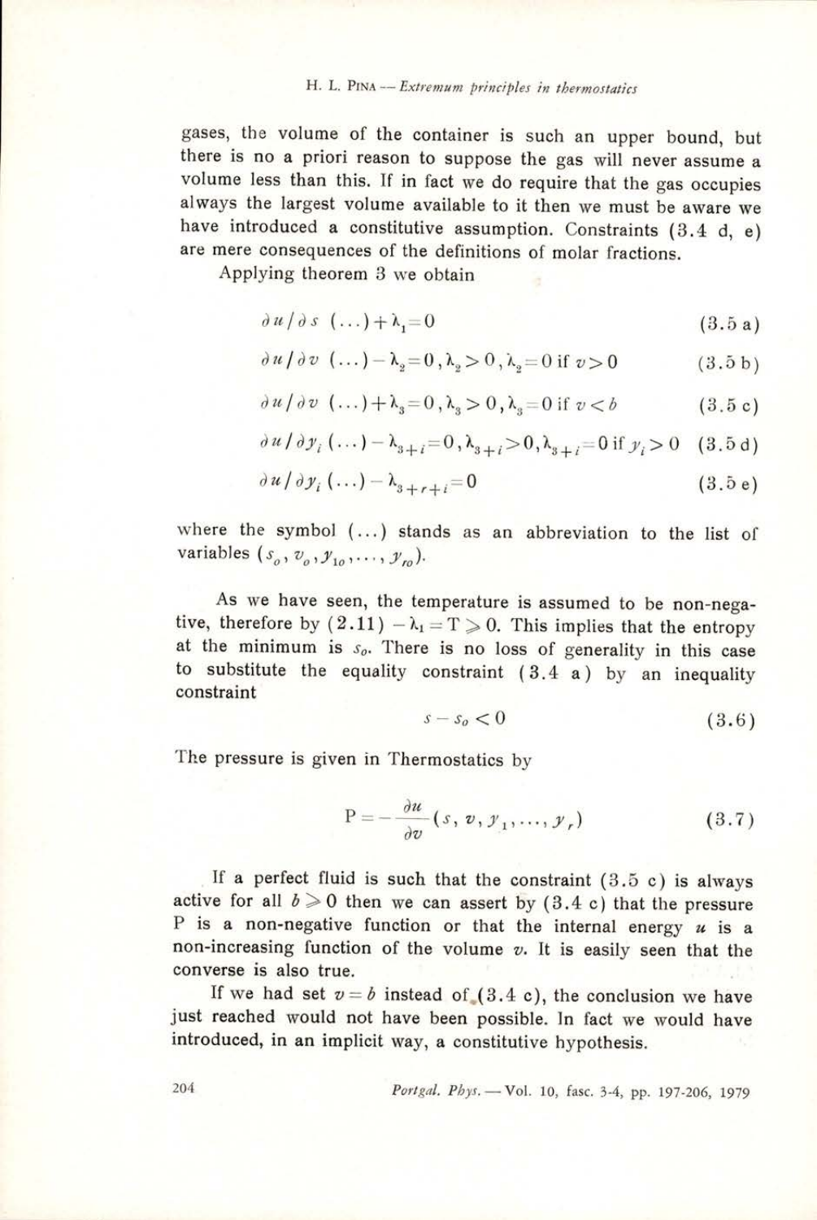gases, the volume of the container is such an upper bound, but there is no a priori reason to suppose the gas will never assume a volume less than this. If in fact we do require that the gas occupies always the largest volume available to it then we must be aware we have introduced a constitutive assumption. Constraints (3.4 d, e) are mere consequences of the definitions of molar fractions.

Applying theorem 3 we obtain

$$\partial u / \partial s \ (\ldots) + \lambda_1 = 0 \tag{3.5 a}$$

$$\partial u / \partial v \ (\ldots) - \lambda_2 = 0 \, , \lambda_2 > 0 \, , \lambda_2 = 0 \text{ if } v > 0 \tag{3.5 b}$$

$$\partial u / \partial v \ (\ldots) + \lambda_3 = 0 \, , \lambda_3 > 0 \, , \lambda_3 = 0 \text{ if } v < b \tag{3.5 c}$$

$$\partial u / \partial y_i \ (\ldots) - \lambda_{3+i} = 0 \, , \lambda_{3+i} > 0 \, , \lambda_{3+i} = 0 \text{ if } y_i > 0 \tag{3.5 d}$$

$$\partial u / \partial y_i \ (\ldots) - \lambda_{3+r+i} = 0 \tag{3.5 e}$$

where the symbol $(\ldots)$ stands as an abbreviation to the list of variables $(s_o, v_o, y_{1o}, \ldots, y_{ro})$.

As we have seen, the temperature is assumed to be non-negative, therefore by (2.11) $-\lambda_1 = T \geqslant 0$. This implies that the entropy at the minimum is $s_o$. There is no loss of generality in this case to substitute the equality constraint (3.4 a) by an inequality constraint

$$s - s_o < 0 \tag{3.6}$$

The pressure is given in Thermostatics by

$$P = - \frac{\partial u}{\partial v} (s, v, y_1, \ldots, y_r) \tag{3.7}$$

If a perfect fluid is such that the constraint (3.5 c) is always active for all $b \geqslant 0$ then we can assert by (3.4 c) that the pressure P is a non-negative function or that the internal energy $u$ is a non-increasing function of the volume $v$. It is easily seen that the converse is also true.

If we had set $v = b$ instead of (3.4 c), the conclusion we have just reached would not have been possible. In fact we would have introduced, in an implicit way, a constitutive hypothesis.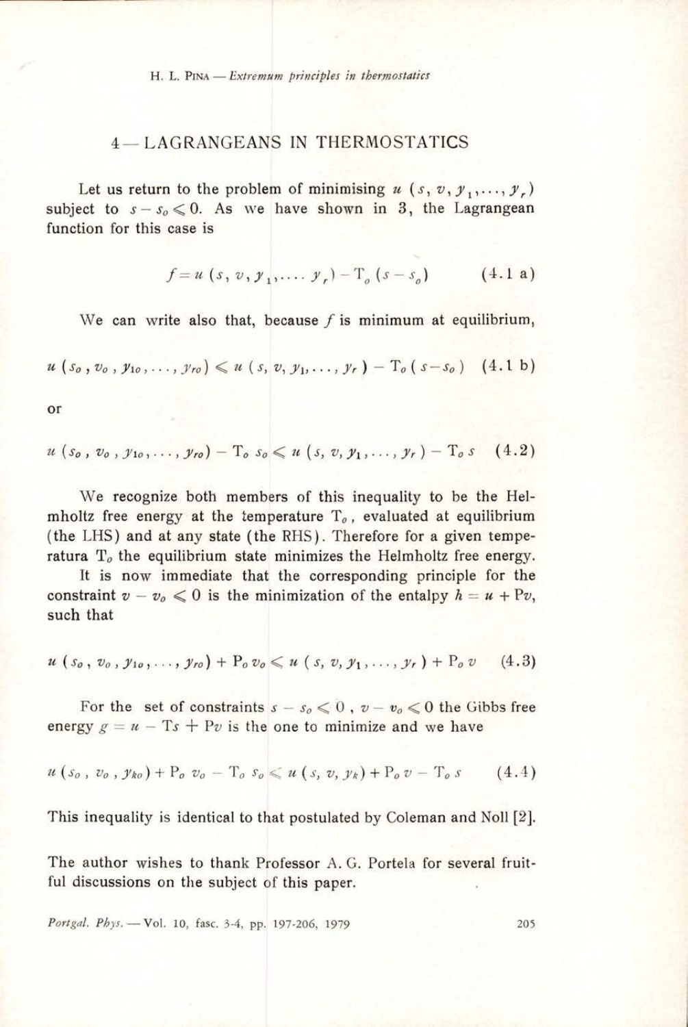## 4 — LAGRANGEANS IN THERMOSTATICS

Let us return to the problem of minimising $u\ (s, v, y_1, \dots, y_r)$ subject to $s - s_o \leqslant 0$. As we have shown in 3, the Lagrangean function for this case is

$$f = u\ (s, v, y_1, \dots\ y_r) - \mathrm{T}_o\ (s - s_o) \qquad (4.1\ \mathrm{a})$$

We can write also that, because $f$ is minimum at equilibrium,

$$u\ (s_o\ , v_o\ , y_{1o}, \dots, y_{ro}) \leqslant u\ (s, v, y_1, \dots, y_r) - \mathrm{T}_o\ (s - s_o) \quad (4.1\ \mathrm{b})$$

or

$$u\ (s_o\ , v_o\ , y_{1o}, \dots, y_{ro}) - \mathrm{T}_o\ s_o \leqslant u\ (s, v, y_1, \dots, y_r) - \mathrm{T}_o\ s \quad (4.2)$$

We recognize both members of this inequality to be the Helmholtz free energy at the temperature $\mathrm{T}_o$, evaluated at equilibrium (the LHS) and at any state (the RHS). Therefore for a given temperatura $\mathrm{T}_o$ the equilibrium state minimizes the Helmholtz free energy.

It is now immediate that the corresponding principle for the constraint $v - v_o \leqslant 0$ is the minimization of the entalpy $h = u + \mathrm{P}v$, such that

$$u\ (s_o\ , v_o\ , y_{1o}, \dots, y_{ro}) + \mathrm{P}_o\, v_o \leqslant u\ (s, v, y_1, \dots, y_r) + \mathrm{P}_o\, v \quad (4.3)$$

For the set of constraints $s - s_o \leqslant 0$ , $v - v_o \leqslant 0$ the Gibbs free energy $g = u - \mathrm{T}s + \mathrm{P}v$ is the one to minimize and we have

$$u\ (s_o\ , v_o\ , y_{ko}) + \mathrm{P}_o\ v_o - \mathrm{T}_o\ s_o \leqslant u\ (s, v, y_k) + \mathrm{P}_o\, v - \mathrm{T}_o\ s \qquad (4.4)$$

This inequality is identical to that postulated by Coleman and Noll [2].

The author wishes to thank Professor A. G. Portela for several fruitful discussions on the subject of this paper.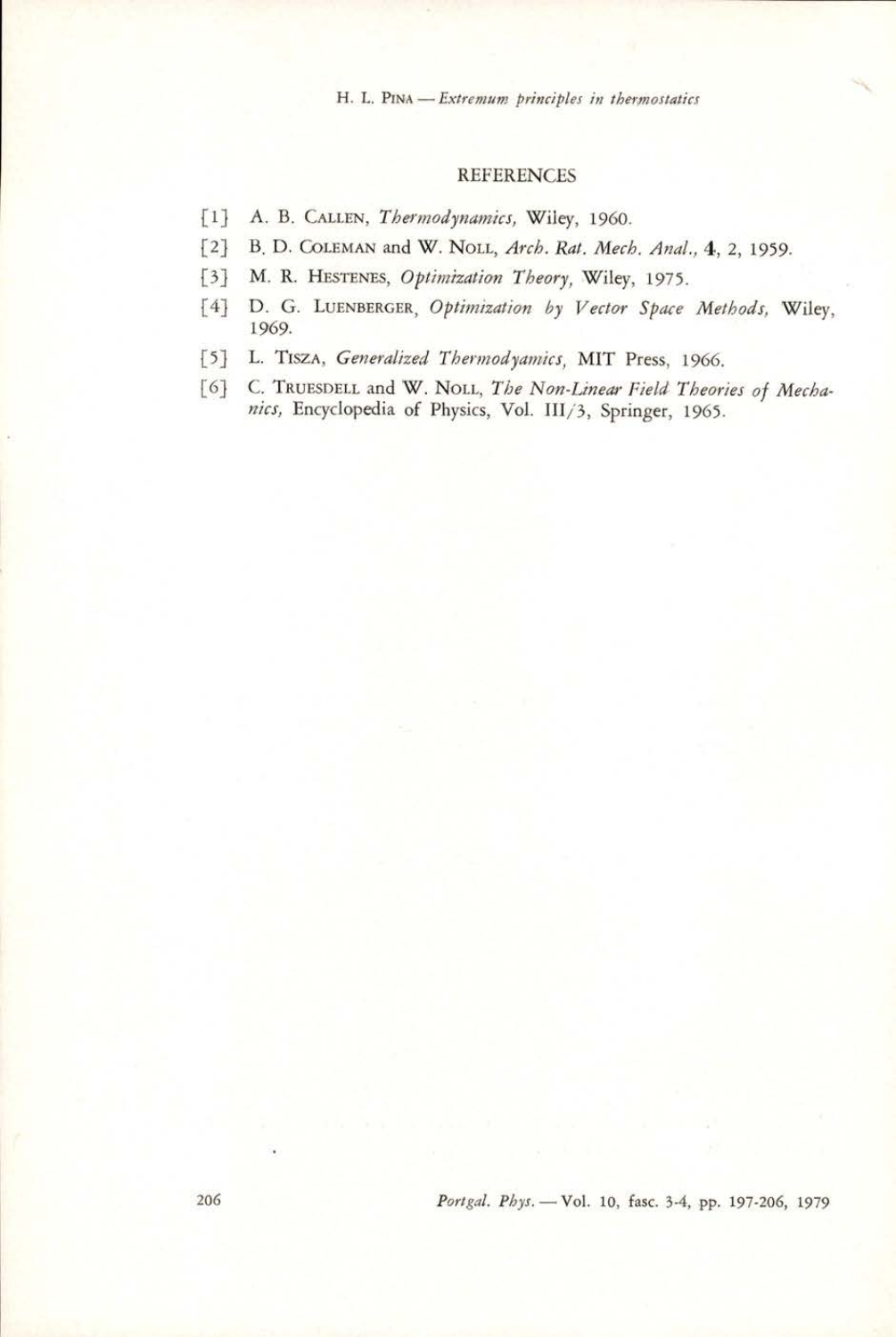## REFERENCES

[1] A. B. Callen, *Thermodynamics,* Wiley, 1960.

[2] B. D. Coleman and W. Noll, *Arch. Rat. Mech. Anal.,* **4**, 2, 1959.

[3] M. R. Hestenes, *Optimization Theory,* Wiley, 1975.

[4] D. G. Luenberger, *Optimization by Vector Space Methods,* Wiley, 1969.

[5] L. Tisza, *Generalized Thermodyamics,* MIT Press, 1966.

[6] C. Truesdell and W. Noll, *The Non-Linear Field Theories of Mechanics,* Encyclopedia of Physics, Vol. III/3, Springer, 1965.